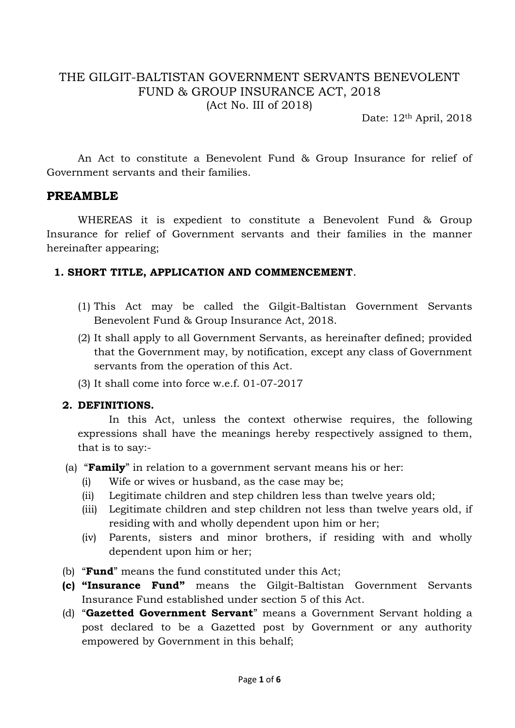# THE GILGIT-BALTISTAN GOVERNMENT SERVANTS BENEVOLENT FUND & GROUP INSURANCE ACT, 2018

(Act No. III of 2018)

Date: 12th April, 2018

An Act to constitute a Benevolent Fund & Group Insurance for relief of Government servants and their families.

## PREAMBLE

WHEREAS it is expedient to constitute a Benevolent Fund & Group Insurance for relief of Government servants and their families in the manner hereinafter appearing;

### 1. SHORT TITLE, APPLICATION AND COMMENCEMENT.

(1) This Act may be called the Gilgit-Baltistan Government Servants Benevolent Fund & Group Insurance Act, 2018.

(2) It shall apply to all Government Servants, as hereinafter defined; provided that the Government may, by notification, except any class of Government servants from the operation of this Act.

(3) It shall come into force w.e.f. 01-07-2017

### 2. DEFINITIONS.

In this Act, unless the context otherwise requires, the following expressions shall have the meanings hereby respectively assigned to them, that is to say:-

(a) "**Family**" in relation to a government servant means his or her:

- (i) Wife or wives or husband, as the case may be;
- (ii) Legitimate children and step children less than twelve years old;
- (iii) Legitimate children and step children not less than twelve years old, if residing with and wholly dependent upon him or her;
- (iv) Parents, sisters and minor brothers, if residing with and wholly dependent upon him or her;

(b) "**Fund**" means the fund constituted under this Act;

**(c) "Insurance Fund"** means the Gilgit-Baltistan Government Servants Insurance Fund established under section 5 of this Act.

(d) "**Gazetted Government Servant**" means a Government Servant holding a post declared to be a Gazetted post by Government or any authority empowered by Government in this behalf;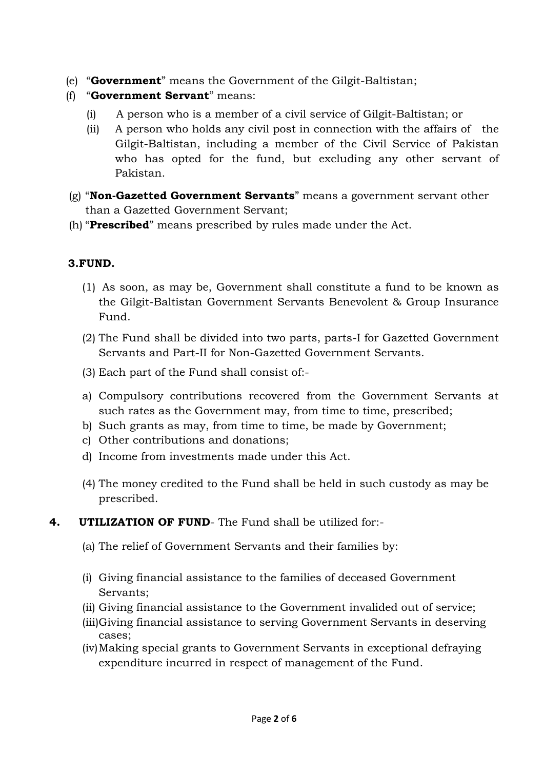(e) "**Government**" means the Government of the Gilgit-Baltistan;

(f) "**Government Servant**" means:

(i) A person who is a member of a civil service of Gilgit-Baltistan; or

(ii) A person who holds any civil post in connection with the affairs of the Gilgit-Baltistan, including a member of the Civil Service of Pakistan who has opted for the fund, but excluding any other servant of Pakistan.

(g) "**Non-Gazetted Government Servants**" means a government servant other than a Gazetted Government Servant;

(h) "**Prescribed**" means prescribed by rules made under the Act.

**3.FUND.**

(1) As soon, as may be, Government shall constitute a fund to be known as the Gilgit-Baltistan Government Servants Benevolent & Group Insurance Fund.

(2) The Fund shall be divided into two parts, parts-I for Gazetted Government Servants and Part-II for Non-Gazetted Government Servants.

(3) Each part of the Fund shall consist of:-

a) Compulsory contributions recovered from the Government Servants at such rates as the Government may, from time to time, prescribed;
b) Such grants as may, from time to time, be made by Government;
c) Other contributions and donations;
d) Income from investments made under this Act.

(4) The money credited to the Fund shall be held in such custody as may be prescribed.

**4. UTILIZATION OF FUND**- The Fund shall be utilized for:-

(a) The relief of Government Servants and their families by:

(i) Giving financial assistance to the families of deceased Government Servants;

(ii) Giving financial assistance to the Government invalided out of service;

(iii) Giving financial assistance to serving Government Servants in deserving cases;

(iv) Making special grants to Government Servants in exceptional defraying expenditure incurred in respect of management of the Fund.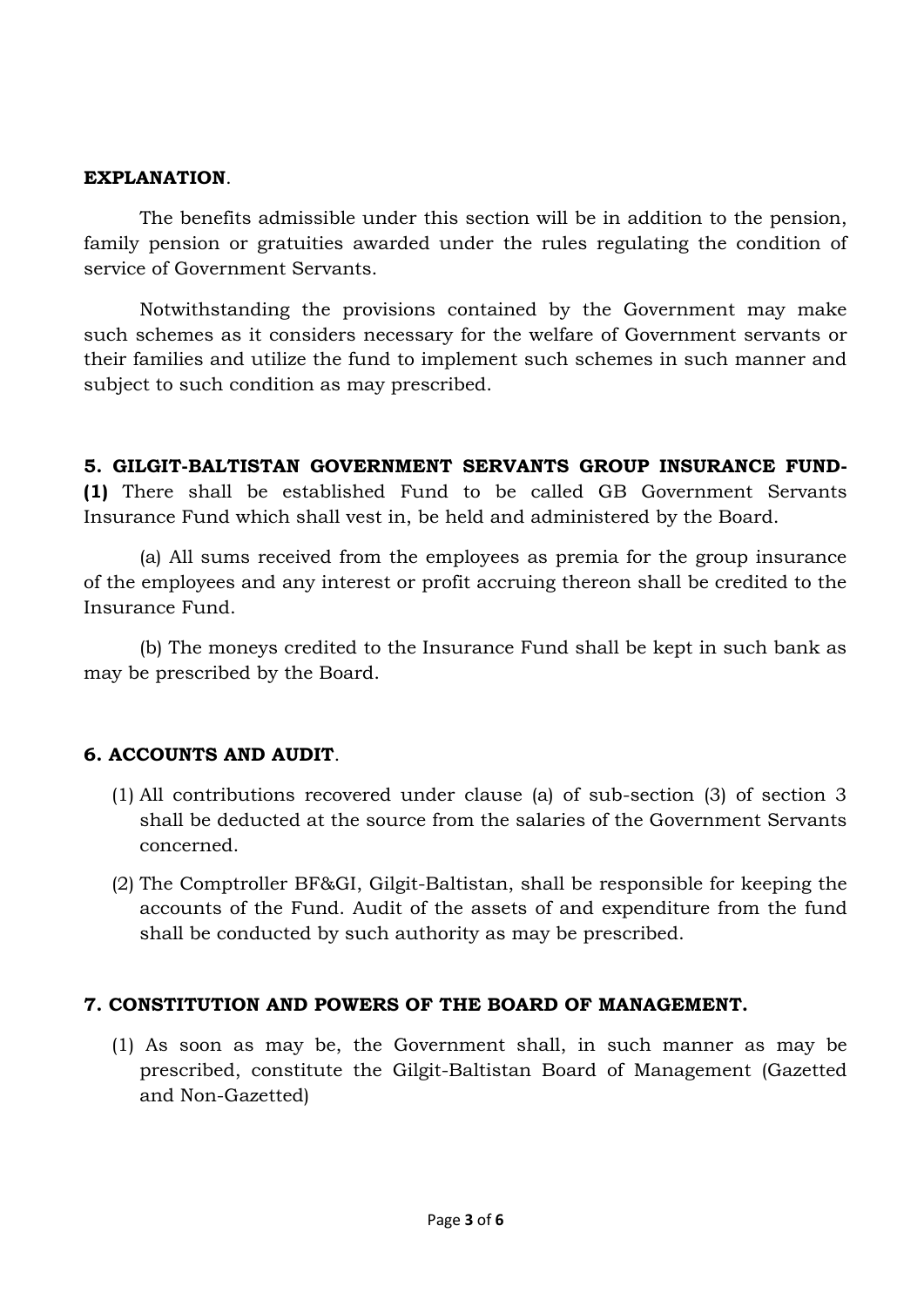**EXPLANATION**.

The benefits admissible under this section will be in addition to the pension, family pension or gratuities awarded under the rules regulating the condition of service of Government Servants.

Notwithstanding the provisions contained by the Government may make such schemes as it considers necessary for the welfare of Government servants or their families and utilize the fund to implement such schemes in such manner and subject to such condition as may prescribed.

**5. GILGIT-BALTISTAN GOVERNMENT SERVANTS GROUP INSURANCE FUND- (1)** There shall be established Fund to be called GB Government Servants Insurance Fund which shall vest in, be held and administered by the Board.

(a) All sums received from the employees as premia for the group insurance of the employees and any interest or profit accruing thereon shall be credited to the Insurance Fund.

(b) The moneys credited to the Insurance Fund shall be kept in such bank as may be prescribed by the Board.

**6. ACCOUNTS AND AUDIT**.

(1) All contributions recovered under clause (a) of sub-section (3) of section 3 shall be deducted at the source from the salaries of the Government Servants concerned.

(2) The Comptroller BF&GI, Gilgit-Baltistan, shall be responsible for keeping the accounts of the Fund. Audit of the assets of and expenditure from the fund shall be conducted by such authority as may be prescribed.

**7. CONSTITUTION AND POWERS OF THE BOARD OF MANAGEMENT.**

(1) As soon as may be, the Government shall, in such manner as may be prescribed, constitute the Gilgit-Baltistan Board of Management (Gazetted and Non-Gazetted)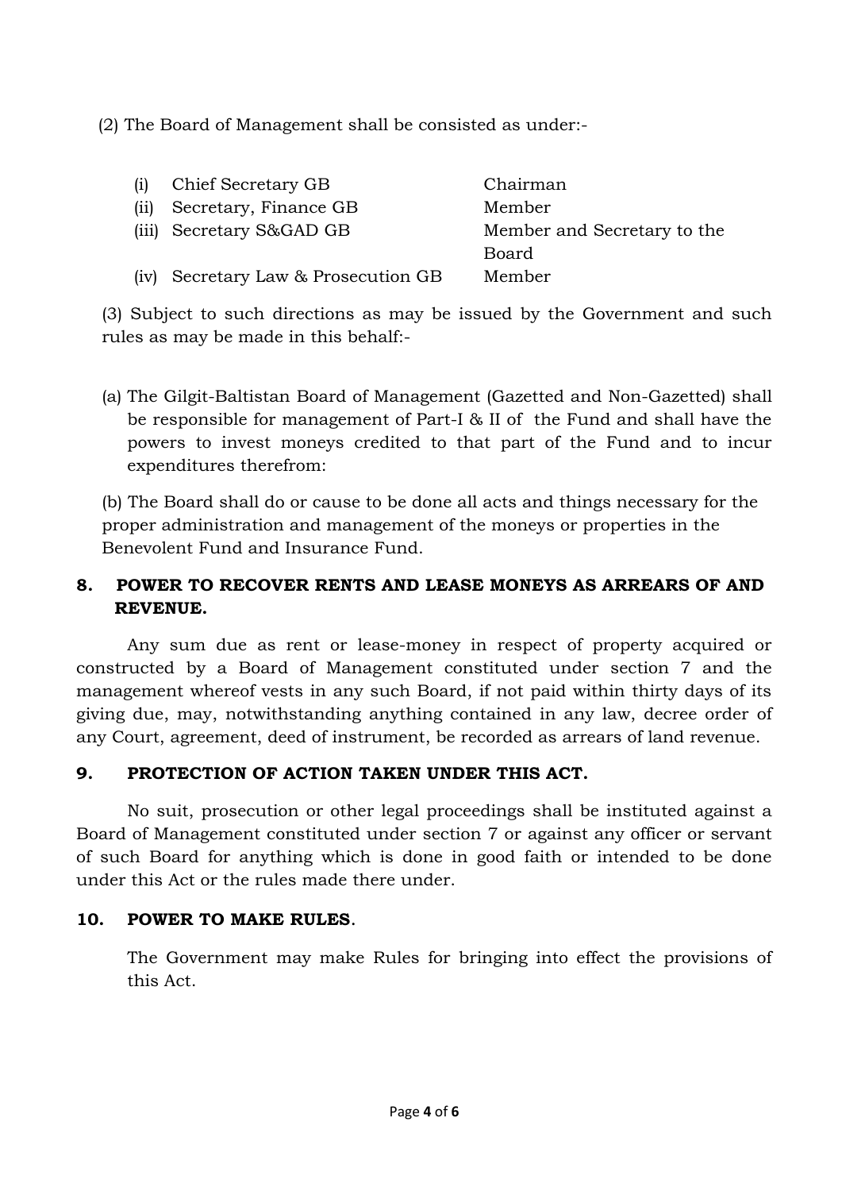(2) The Board of Management shall be consisted as under:-

| | | |
|---|---|---|
| (i) | Chief Secretary GB | Chairman |
| (ii) | Secretary, Finance GB | Member |
| (iii) | Secretary S&GAD GB | Member and Secretary to the Board |
| (iv) | Secretary Law & Prosecution GB | Member |

(3) Subject to such directions as may be issued by the Government and such rules as may be made in this behalf:-

(a) The Gilgit-Baltistan Board of Management (Gazetted and Non-Gazetted) shall be responsible for management of Part-I & II of the Fund and shall have the powers to invest moneys credited to that part of the Fund and to incur expenditures therefrom:

(b) The Board shall do or cause to be done all acts and things necessary for the proper administration and management of the moneys or properties in the Benevolent Fund and Insurance Fund.

### 8. POWER TO RECOVER RENTS AND LEASE MONEYS AS ARREARS OF AND REVENUE.

Any sum due as rent or lease-money in respect of property acquired or constructed by a Board of Management constituted under section 7 and the management whereof vests in any such Board, if not paid within thirty days of its giving due, may, notwithstanding anything contained in any law, decree order of any Court, agreement, deed of instrument, be recorded as arrears of land revenue.

### 9. PROTECTION OF ACTION TAKEN UNDER THIS ACT.

No suit, prosecution or other legal proceedings shall be instituted against a Board of Management constituted under section 7 or against any officer or servant of such Board for anything which is done in good faith or intended to be done under this Act or the rules made there under.

### 10. POWER TO MAKE RULES.

The Government may make Rules for bringing into effect the provisions of this Act.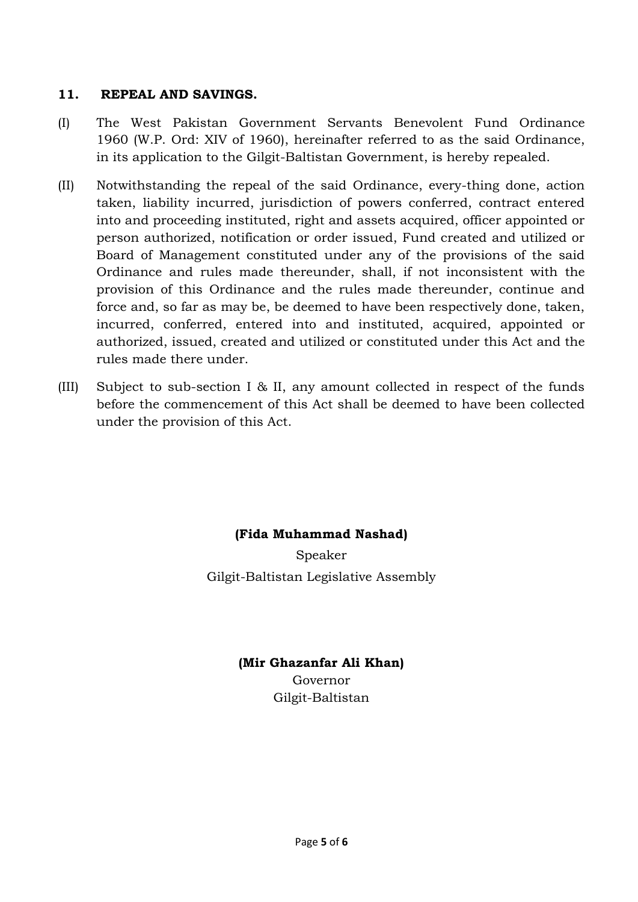## 11. REPEAL AND SAVINGS.

(I) The West Pakistan Government Servants Benevolent Fund Ordinance 1960 (W.P. Ord: XIV of 1960), hereinafter referred to as the said Ordinance, in its application to the Gilgit-Baltistan Government, is hereby repealed.

(II) Notwithstanding the repeal of the said Ordinance, every-thing done, action taken, liability incurred, jurisdiction of powers conferred, contract entered into and proceeding instituted, right and assets acquired, officer appointed or person authorized, notification or order issued, Fund created and utilized or Board of Management constituted under any of the provisions of the said Ordinance and rules made thereunder, shall, if not inconsistent with the provision of this Ordinance and the rules made thereunder, continue and force and, so far as may be, be deemed to have been respectively done, taken, incurred, conferred, entered into and instituted, acquired, appointed or authorized, issued, created and utilized or constituted under this Act and the rules made there under.

(III) Subject to sub-section I & II, any amount collected in respect of the funds before the commencement of this Act shall be deemed to have been collected under the provision of this Act.

**(Fida Muhammad Nashad)**
Speaker
Gilgit-Baltistan Legislative Assembly

**(Mir Ghazanfar Ali Khan)**
Governor
Gilgit-Baltistan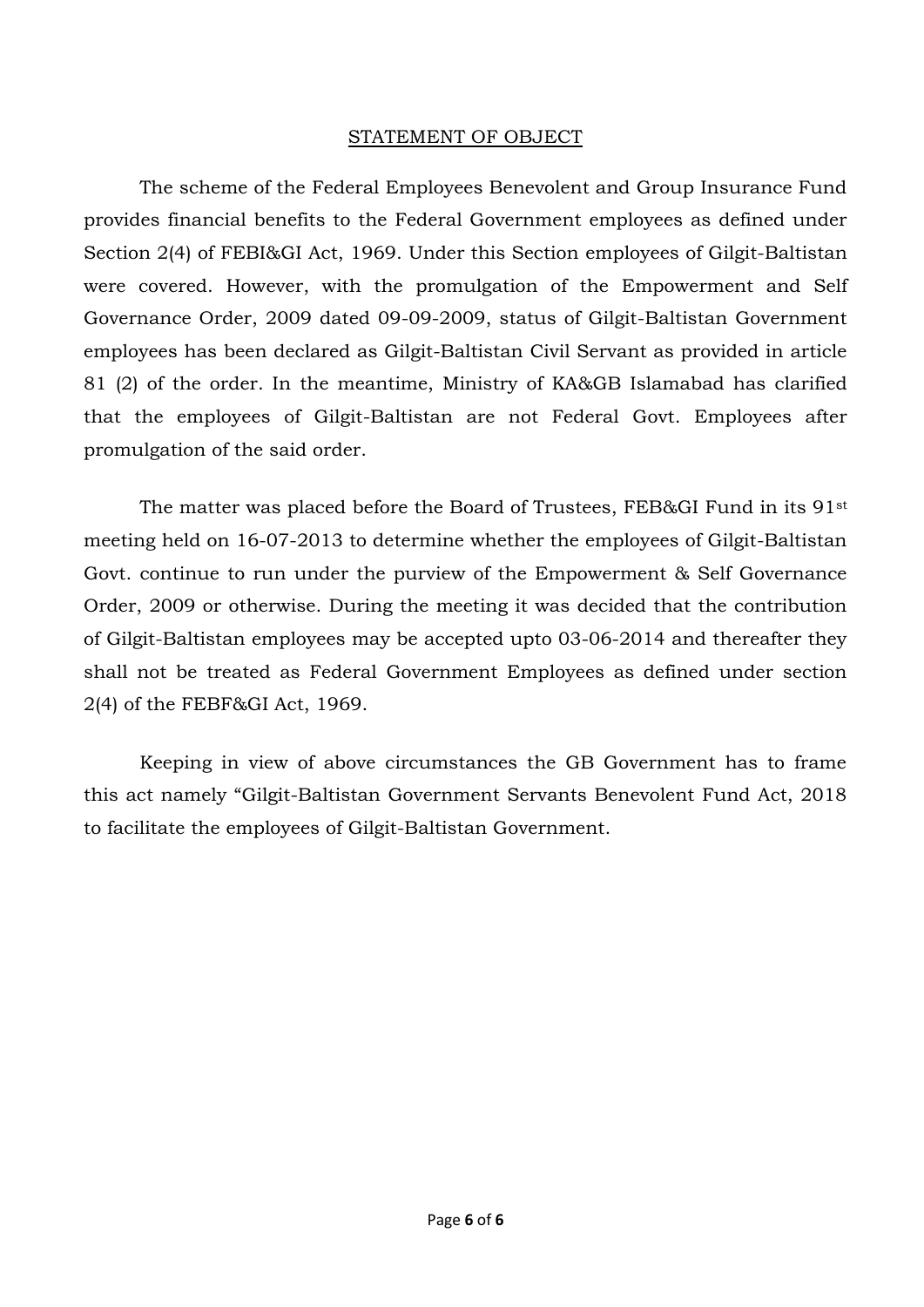## STATEMENT OF OBJECT

The scheme of the Federal Employees Benevolent and Group Insurance Fund provides financial benefits to the Federal Government employees as defined under Section 2(4) of FEBI&GI Act, 1969. Under this Section employees of Gilgit-Baltistan were covered. However, with the promulgation of the Empowerment and Self Governance Order, 2009 dated 09-09-2009, status of Gilgit-Baltistan Government employees has been declared as Gilgit-Baltistan Civil Servant as provided in article 81 (2) of the order. In the meantime, Ministry of KA&GB Islamabad has clarified that the employees of Gilgit-Baltistan are not Federal Govt. Employees after promulgation of the said order.

The matter was placed before the Board of Trustees, FEB&GI Fund in its 91st meeting held on 16-07-2013 to determine whether the employees of Gilgit-Baltistan Govt. continue to run under the purview of the Empowerment & Self Governance Order, 2009 or otherwise. During the meeting it was decided that the contribution of Gilgit-Baltistan employees may be accepted upto 03-06-2014 and thereafter they shall not be treated as Federal Government Employees as defined under section 2(4) of the FEBF&GI Act, 1969.

Keeping in view of above circumstances the GB Government has to frame this act namely "Gilgit-Baltistan Government Servants Benevolent Fund Act, 2018 to facilitate the employees of Gilgit-Baltistan Government.